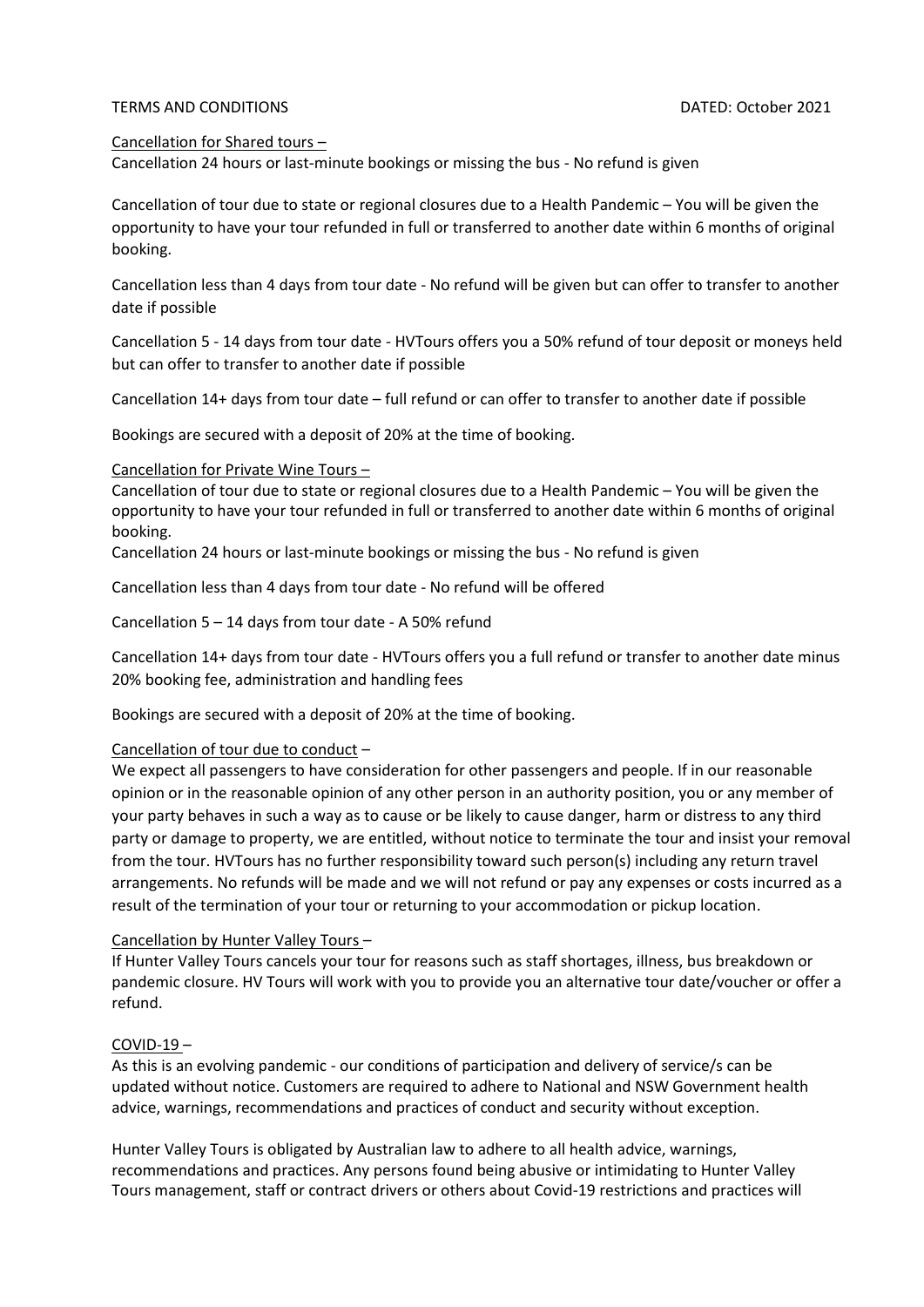TERMS AND CONDITIONS DATED: October 2021

Cancellation for Shared tours –

Cancellation 24 hours or last-minute bookings or missing the bus - No refund is given

Cancellation of tour due to state or regional closures due to a Health Pandemic – You will be given the opportunity to have your tour refunded in full or transferred to another date within 6 months of original booking.

Cancellation less than 4 days from tour date - No refund will be given but can offer to transfer to another date if possible

Cancellation 5 - 14 days from tour date - HVTours offers you a 50% refund of tour deposit or moneys held but can offer to transfer to another date if possible

Cancellation 14+ days from tour date – full refund or can offer to transfer to another date if possible

Bookings are secured with a deposit of 20% at the time of booking.

Cancellation for Private Wine Tours –

Cancellation of tour due to state or regional closures due to a Health Pandemic – You will be given the opportunity to have your tour refunded in full or transferred to another date within 6 months of original booking.

Cancellation 24 hours or last-minute bookings or missing the bus - No refund is given

Cancellation less than 4 days from tour date - No refund will be offered

Cancellation 5 – 14 days from tour date - A 50% refund

Cancellation 14+ days from tour date - HVTours offers you a full refund or transfer to another date minus 20% booking fee, administration and handling fees

Bookings are secured with a deposit of 20% at the time of booking.

Cancellation of tour due to conduct –

We expect all passengers to have consideration for other passengers and people. If in our reasonable opinion or in the reasonable opinion of any other person in an authority position, you or any member of your party behaves in such a way as to cause or be likely to cause danger, harm or distress to any third party or damage to property, we are entitled, without notice to terminate the tour and insist your removal from the tour. HVTours has no further responsibility toward such person(s) including any return travel arrangements. No refunds will be made and we will not refund or pay any expenses or costs incurred as a result of the termination of your tour or returning to your accommodation or pickup location.

Cancellation by Hunter Valley Tours –

If Hunter Valley Tours cancels your tour for reasons such as staff shortages, illness, bus breakdown or pandemic closure. HV Tours will work with you to provide you an alternative tour date/voucher or offer a refund.

COVID-19 –

As this is an evolving pandemic - our conditions of participation and delivery of service/s can be updated without notice. Customers are required to adhere to National and NSW Government health advice, warnings, recommendations and practices of conduct and security without exception.

Hunter Valley Tours is obligated by Australian law to adhere to all health advice, warnings, recommendations and practices. Any persons found being abusive or intimidating to Hunter Valley Tours management, staff or contract drivers or others about Covid-19 restrictions and practices will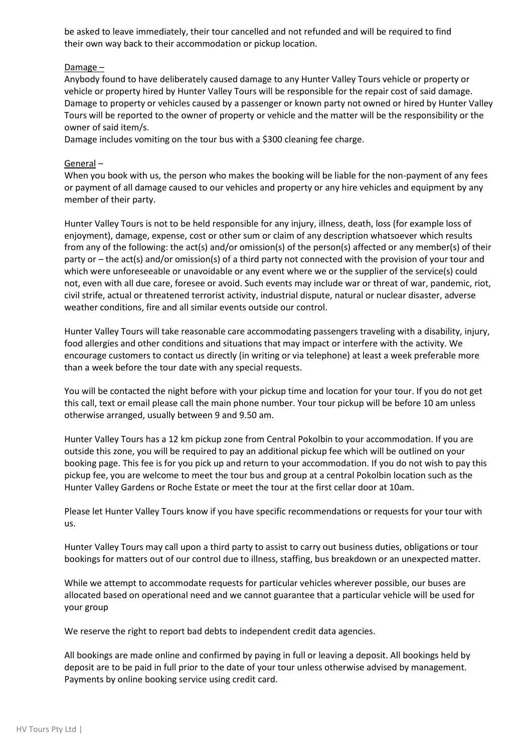be asked to leave immediately, their tour cancelled and not refunded and will be required to find their own way back to their accommodation or pickup location.

Damage –

Anybody found to have deliberately caused damage to any Hunter Valley Tours vehicle or property or vehicle or property hired by Hunter Valley Tours will be responsible for the repair cost of said damage. Damage to property or vehicles caused by a passenger or known party not owned or hired by Hunter Valley Tours will be reported to the owner of property or vehicle and the matter will be the responsibility or the owner of said item/s.

Damage includes vomiting on the tour bus with a $300 cleaning fee charge.

General –

When you book with us, the person who makes the booking will be liable for the non-payment of any fees or payment of all damage caused to our vehicles and property or any hire vehicles and equipment by any member of their party.

Hunter Valley Tours is not to be held responsible for any injury, illness, death, loss (for example loss of enjoyment), damage, expense, cost or other sum or claim of any description whatsoever which results from any of the following: the act(s) and/or omission(s) of the person(s) affected or any member(s) of their party or – the act(s) and/or omission(s) of a third party not connected with the provision of your tour and which were unforeseeable or unavoidable or any event where we or the supplier of the service(s) could not, even with all due care, foresee or avoid. Such events may include war or threat of war, pandemic, riot, civil strife, actual or threatened terrorist activity, industrial dispute, natural or nuclear disaster, adverse weather conditions, fire and all similar events outside our control.

Hunter Valley Tours will take reasonable care accommodating passengers traveling with a disability, injury, food allergies and other conditions and situations that may impact or interfere with the activity. We encourage customers to contact us directly (in writing or via telephone) at least a week preferable more than a week before the tour date with any special requests.

You will be contacted the night before with your pickup time and location for your tour. If you do not get this call, text or email please call the main phone number. Your tour pickup will be before 10 am unless otherwise arranged, usually between 9 and 9.50 am.

Hunter Valley Tours has a 12 km pickup zone from Central Pokolbin to your accommodation. If you are outside this zone, you will be required to pay an additional pickup fee which will be outlined on your booking page. This fee is for you pick up and return to your accommodation. If you do not wish to pay this pickup fee, you are welcome to meet the tour bus and group at a central Pokolbin location such as the Hunter Valley Gardens or Roche Estate or meet the tour at the first cellar door at 10am.

Please let Hunter Valley Tours know if you have specific recommendations or requests for your tour with us.

Hunter Valley Tours may call upon a third party to assist to carry out business duties, obligations or tour bookings for matters out of our control due to illness, staffing, bus breakdown or an unexpected matter.

While we attempt to accommodate requests for particular vehicles wherever possible, our buses are allocated based on operational need and we cannot guarantee that a particular vehicle will be used for your group

We reserve the right to report bad debts to independent credit data agencies.

All bookings are made online and confirmed by paying in full or leaving a deposit. All bookings held by deposit are to be paid in full prior to the date of your tour unless otherwise advised by management. Payments by online booking service using credit card.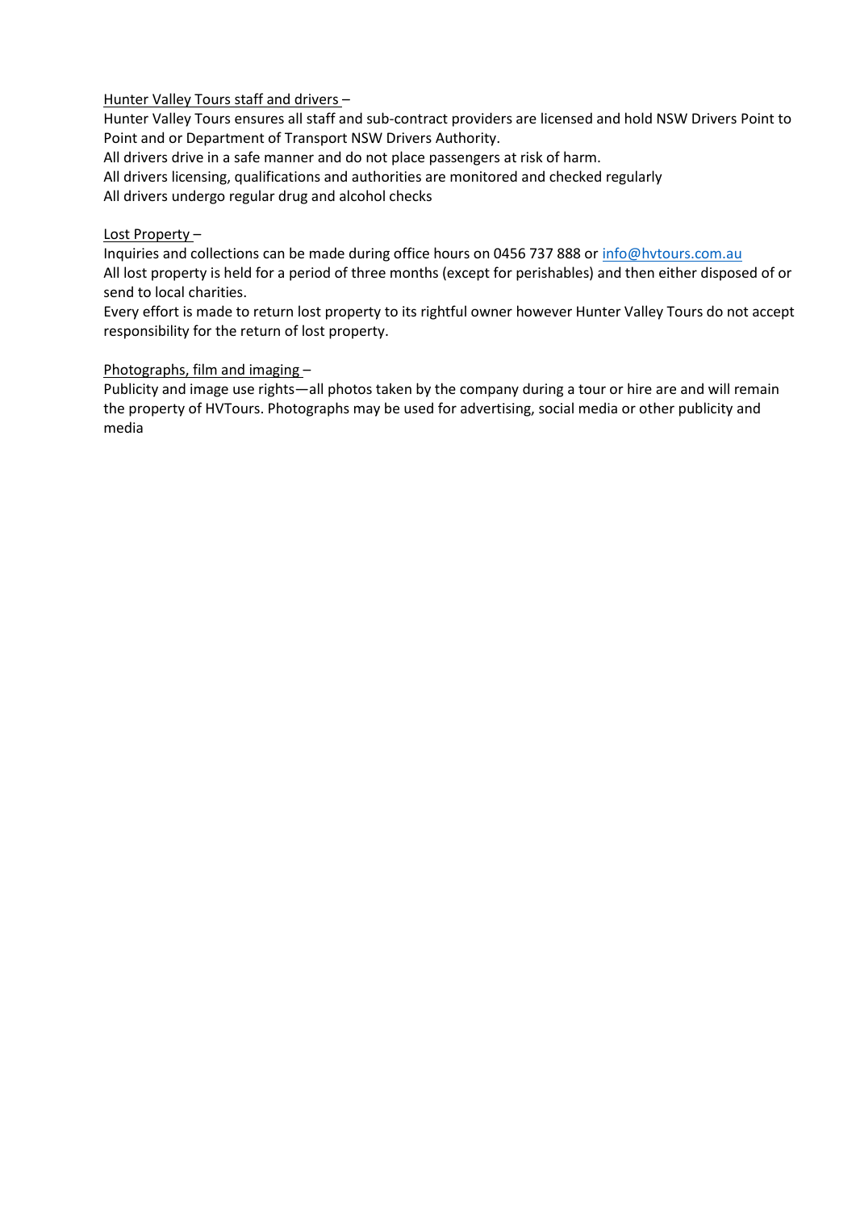Hunter Valley Tours staff and drivers –

Hunter Valley Tours ensures all staff and sub-contract providers are licensed and hold NSW Drivers Point to Point and or Department of Transport NSW Drivers Authority.

All drivers drive in a safe manner and do not place passengers at risk of harm.

All drivers licensing, qualifications and authorities are monitored and checked regularly

All drivers undergo regular drug and alcohol checks

Lost Property –

Inquiries and collections can be made during office hours on 0456 737 888 or info@hvtours.com.au

All lost property is held for a period of three months (except for perishables) and then either disposed of or send to local charities.

Every effort is made to return lost property to its rightful owner however Hunter Valley Tours do not accept responsibility for the return of lost property.

Photographs, film and imaging –

Publicity and image use rights—all photos taken by the company during a tour or hire are and will remain the property of HVTours. Photographs may be used for advertising, social media or other publicity and media